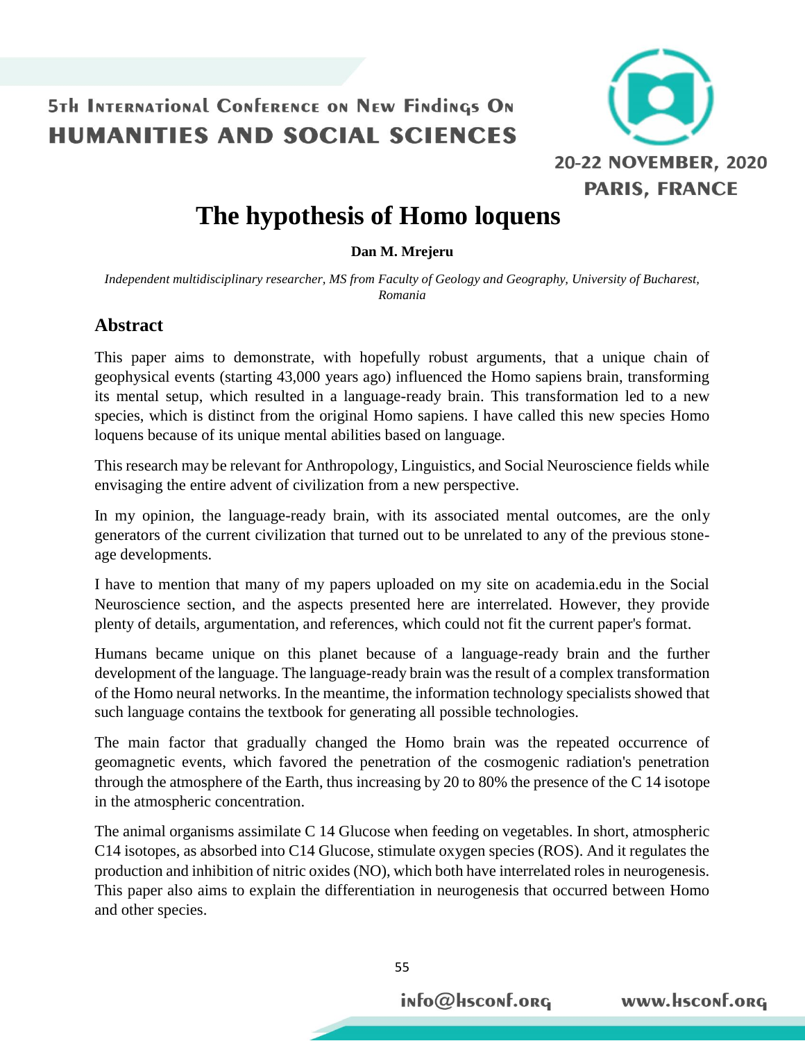# The hypothesis of Homo loquens

**Dan M. Mrejeru**

*Independent multidisciplinary researcher, MS from Faculty of Geology and Geography, University of Bucharest, Romania*

## Abstract

This paper aims to demonstrate, with hopefully robust arguments, that a unique chain of geophysical events (starting 43,000 years ago) influenced the Homo sapiens brain, transforming its mental setup, which resulted in a language-ready brain. This transformation led to a new species, which is distinct from the original Homo sapiens. I have called this new species Homo loquens because of its unique mental abilities based on language.

This research may be relevant for Anthropology, Linguistics, and Social Neuroscience fields while envisaging the entire advent of civilization from a new perspective.

In my opinion, the language-ready brain, with its associated mental outcomes, are the only generators of the current civilization that turned out to be unrelated to any of the previous stone-age developments.

I have to mention that many of my papers uploaded on my site on academia.edu in the Social Neuroscience section, and the aspects presented here are interrelated. However, they provide plenty of details, argumentation, and references, which could not fit the current paper's format.

Humans became unique on this planet because of a language-ready brain and the further development of the language. The language-ready brain was the result of a complex transformation of the Homo neural networks. In the meantime, the information technology specialists showed that such language contains the textbook for generating all possible technologies.

The main factor that gradually changed the Homo brain was the repeated occurrence of geomagnetic events, which favored the penetration of the cosmogenic radiation's penetration through the atmosphere of the Earth, thus increasing by 20 to 80% the presence of the C 14 isotope in the atmospheric concentration.

The animal organisms assimilate C 14 Glucose when feeding on vegetables. In short, atmospheric C14 isotopes, as absorbed into C14 Glucose, stimulate oxygen species (ROS). And it regulates the production and inhibition of nitric oxides (NO), which both have interrelated roles in neurogenesis. This paper also aims to explain the differentiation in neurogenesis that occurred between Homo and other species.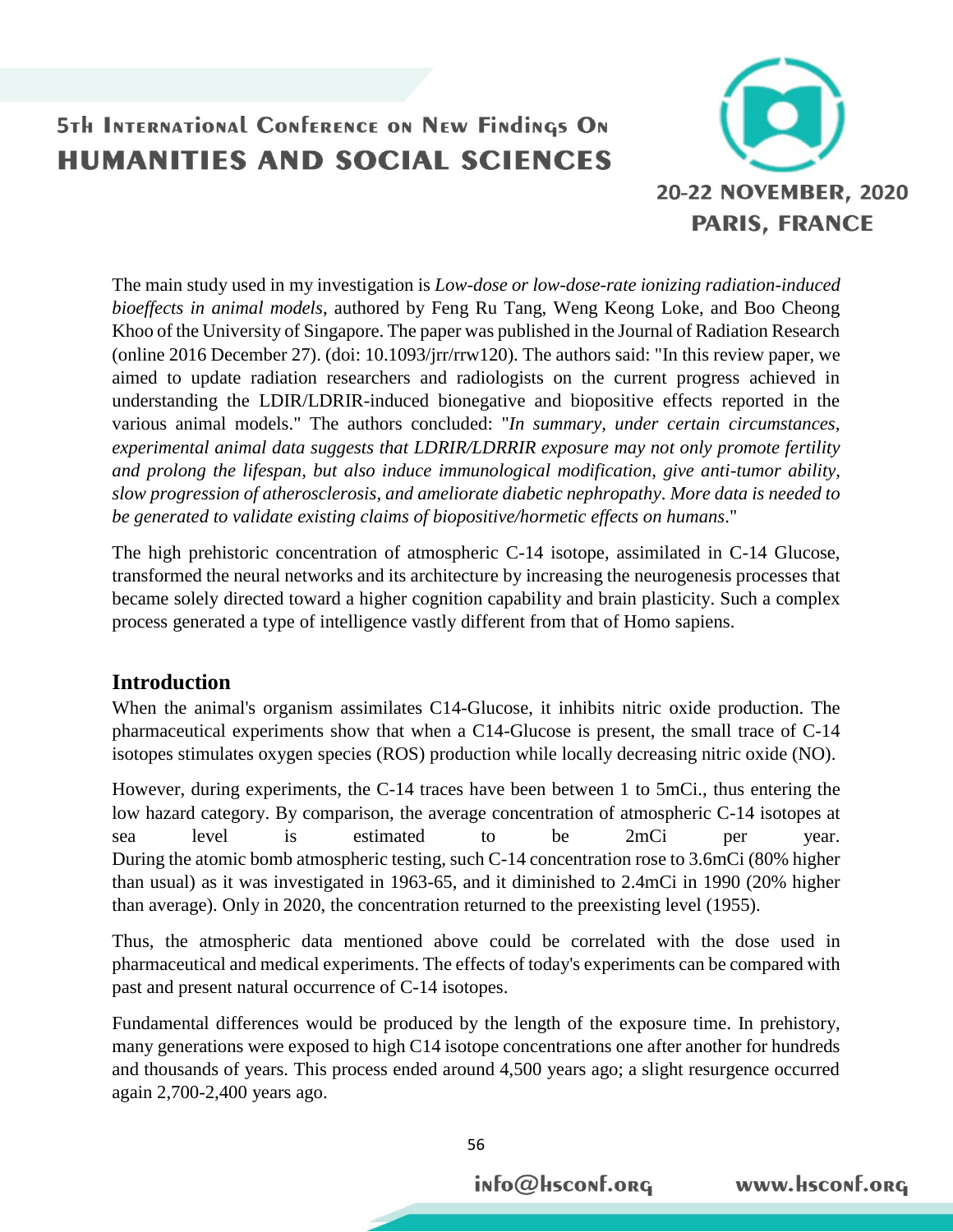The main study used in my investigation is *Low-dose or low-dose-rate ionizing radiation-induced bioeffects in animal models*, authored by Feng Ru Tang, Weng Keong Loke, and Boo Cheong Khoo of the University of Singapore. The paper was published in the Journal of Radiation Research (online 2016 December 27). (doi: 10.1093/jrr/rrw120). The authors said: "In this review paper, we aimed to update radiation researchers and radiologists on the current progress achieved in understanding the LDIR/LDIRIR-induced bionegative and biopositive effects reported in the various animal models." The authors concluded: "*In summary, under certain circumstances, experimental animal data suggests that LDRIR/LDRRIR exposure may not only promote fertility and prolong the lifespan, but also induce immunological modification, give anti-tumor ability, slow progression of atherosclerosis, and ameliorate diabetic nephropathy*. *More data is needed to be generated to validate existing claims of biopositive/hormetic effects on humans*."

The high prehistoric concentration of atmospheric C-14 isotope, assimilated in C-14 Glucose, transformed the neural networks and its architecture by increasing the neurogenesis processes that became solely directed toward a higher cognition capability and brain plasticity. Such a complex process generated a type of intelligence vastly different from that of Homo sapiens.

## Introduction

When the animal's organism assimilates C14-Glucose, it inhibits nitric oxide production. The pharmaceutical experiments show that when a C14-Glucose is present, the small trace of C-14 isotopes stimulates oxygen species (ROS) production while locally decreasing nitric oxide (NO).

However, during experiments, the C-14 traces have been between 1 to 5mCi., thus entering the low hazard category. By comparison, the average concentration of atmospheric C-14 isotopes at sea level is estimated to be 2mCi per year.
During the atomic bomb atmospheric testing, such C-14 concentration rose to 3.6mCi (80% higher than usual) as it was investigated in 1963-65, and it diminished to 2.4mCi in 1990 (20% higher than average). Only in 2020, the concentration returned to the preexisting level (1955).

Thus, the atmospheric data mentioned above could be correlated with the dose used in pharmaceutical and medical experiments. The effects of today's experiments can be compared with past and present natural occurrence of C-14 isotopes.

Fundamental differences would be produced by the length of the exposure time. In prehistory, many generations were exposed to high C14 isotope concentrations one after another for hundreds and thousands of years. This process ended around 4,500 years ago; a slight resurgence occurred again 2,700-2,400 years ago.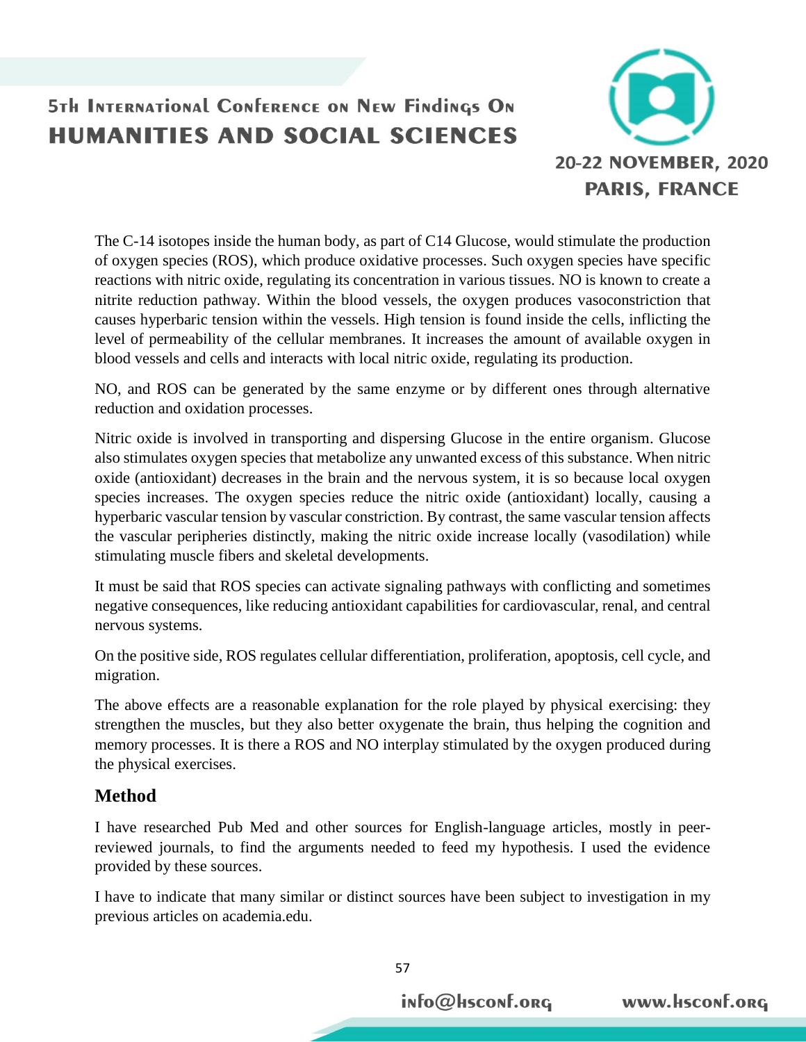The C-14 isotopes inside the human body, as part of C14 Glucose, would stimulate the production of oxygen species (ROS), which produce oxidative processes. Such oxygen species have specific reactions with nitric oxide, regulating its concentration in various tissues. NO is known to create a nitrite reduction pathway. Within the blood vessels, the oxygen produces vasoconstriction that causes hyperbaric tension within the vessels. High tension is found inside the cells, inflicting the level of permeability of the cellular membranes. It increases the amount of available oxygen in blood vessels and cells and interacts with local nitric oxide, regulating its production.

NO, and ROS can be generated by the same enzyme or by different ones through alternative reduction and oxidation processes.

Nitric oxide is involved in transporting and dispersing Glucose in the entire organism. Glucose also stimulates oxygen species that metabolize any unwanted excess of this substance. When nitric oxide (antioxidant) decreases in the brain and the nervous system, it is so because local oxygen species increases. The oxygen species reduce the nitric oxide (antioxidant) locally, causing a hyperbaric vascular tension by vascular constriction. By contrast, the same vascular tension affects the vascular peripheries distinctly, making the nitric oxide increase locally (vasodilation) while stimulating muscle fibers and skeletal developments.

It must be said that ROS species can activate signaling pathways with conflicting and sometimes negative consequences, like reducing antioxidant capabilities for cardiovascular, renal, and central nervous systems.

On the positive side, ROS regulates cellular differentiation, proliferation, apoptosis, cell cycle, and migration.

The above effects are a reasonable explanation for the role played by physical exercising: they strengthen the muscles, but they also better oxygenate the brain, thus helping the cognition and memory processes. It is there a ROS and NO interplay stimulated by the oxygen produced during the physical exercises.

## Method

I have researched Pub Med and other sources for English-language articles, mostly in peer-reviewed journals, to find the arguments needed to feed my hypothesis. I used the evidence provided by these sources.

I have to indicate that many similar or distinct sources have been subject to investigation in my previous articles on academia.edu.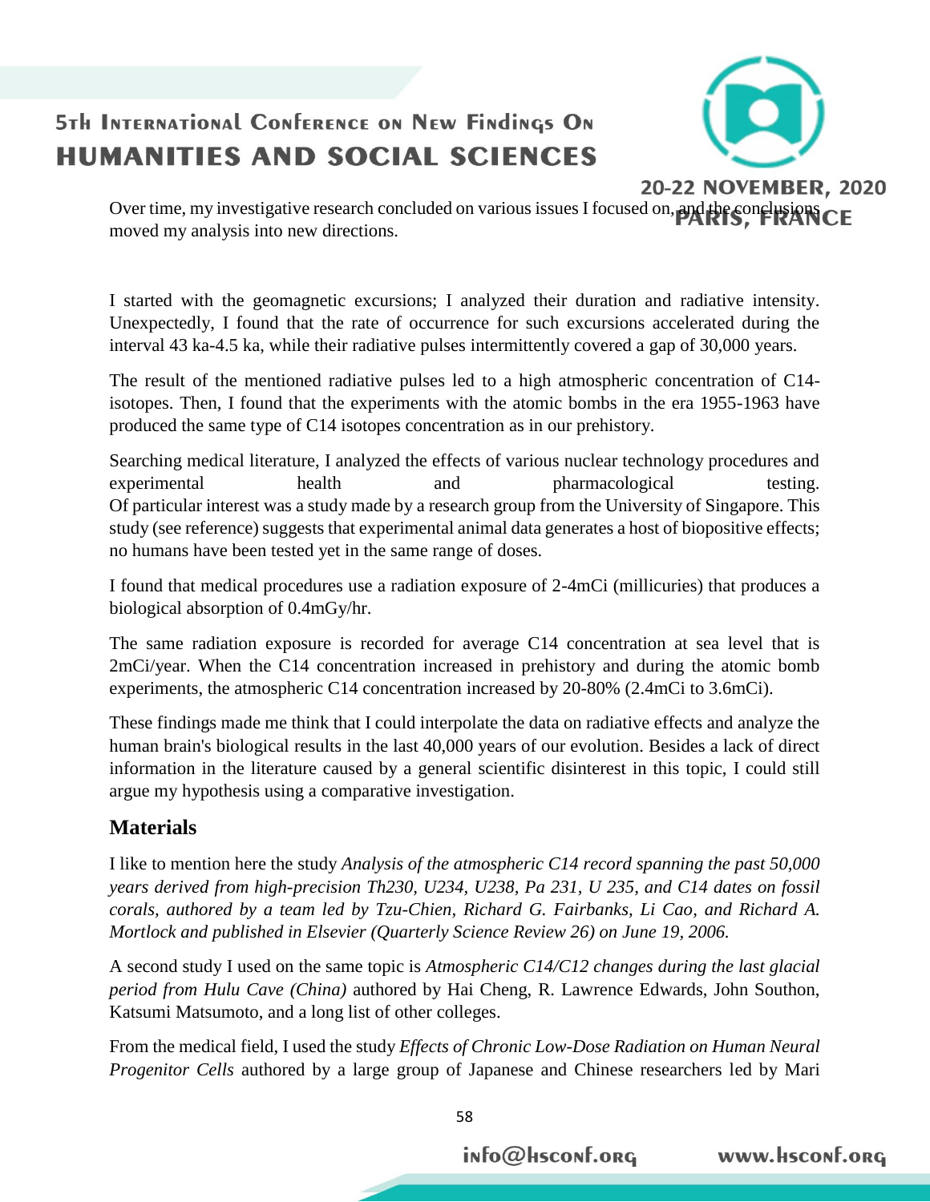Over time, my investigative research concluded on various issues I focused on, and the conclusions moved my analysis into new directions.

I started with the geomagnetic excursions; I analyzed their duration and radiative intensity. Unexpectedly, I found that the rate of occurrence for such excursions accelerated during the interval 43 ka-4.5 ka, while their radiative pulses intermittently covered a gap of 30,000 years.

The result of the mentioned radiative pulses led to a high atmospheric concentration of C14-isotopes. Then, I found that the experiments with the atomic bombs in the era 1955-1963 have produced the same type of C14 isotopes concentration as in our prehistory.

Searching medical literature, I analyzed the effects of various nuclear technology procedures and experimental health and pharmacological testing.
Of particular interest was a study made by a research group from the University of Singapore. This study (see reference) suggests that experimental animal data generates a host of biopositive effects; no humans have been tested yet in the same range of doses.

I found that medical procedures use a radiation exposure of 2-4mCi (millicuries) that produces a biological absorption of 0.4mGy/hr.

The same radiation exposure is recorded for average C14 concentration at sea level that is 2mCi/year. When the C14 concentration increased in prehistory and during the atomic bomb experiments, the atmospheric C14 concentration increased by 20-80% (2.4mCi to 3.6mCi).

These findings made me think that I could interpolate the data on radiative effects and analyze the human brain's biological results in the last 40,000 years of our evolution. Besides a lack of direct information in the literature caused by a general scientific disinterest in this topic, I could still argue my hypothesis using a comparative investigation.

## Materials

I like to mention here the study *Analysis of the atmospheric C14 record spanning the past 50,000 years derived from high-precision Th230, U234, U238, Pa 231, U 235, and C14 dates on fossil corals, authored by a team led by Tzu-Chien, Richard G. Fairbanks, Li Cao, and Richard A. Mortlock and published in Elsevier (Quarterly Science Review 26) on June 19, 2006.*

A second study I used on the same topic is *Atmospheric C14/C12 changes during the last glacial period from Hulu Cave (China)* authored by Hai Cheng, R. Lawrence Edwards, John Southon, Katsumi Matsumoto, and a long list of other colleges.

From the medical field, I used the study *Effects of Chronic Low-Dose Radiation on Human Neural Progenitor Cells* authored by a large group of Japanese and Chinese researchers led by Mari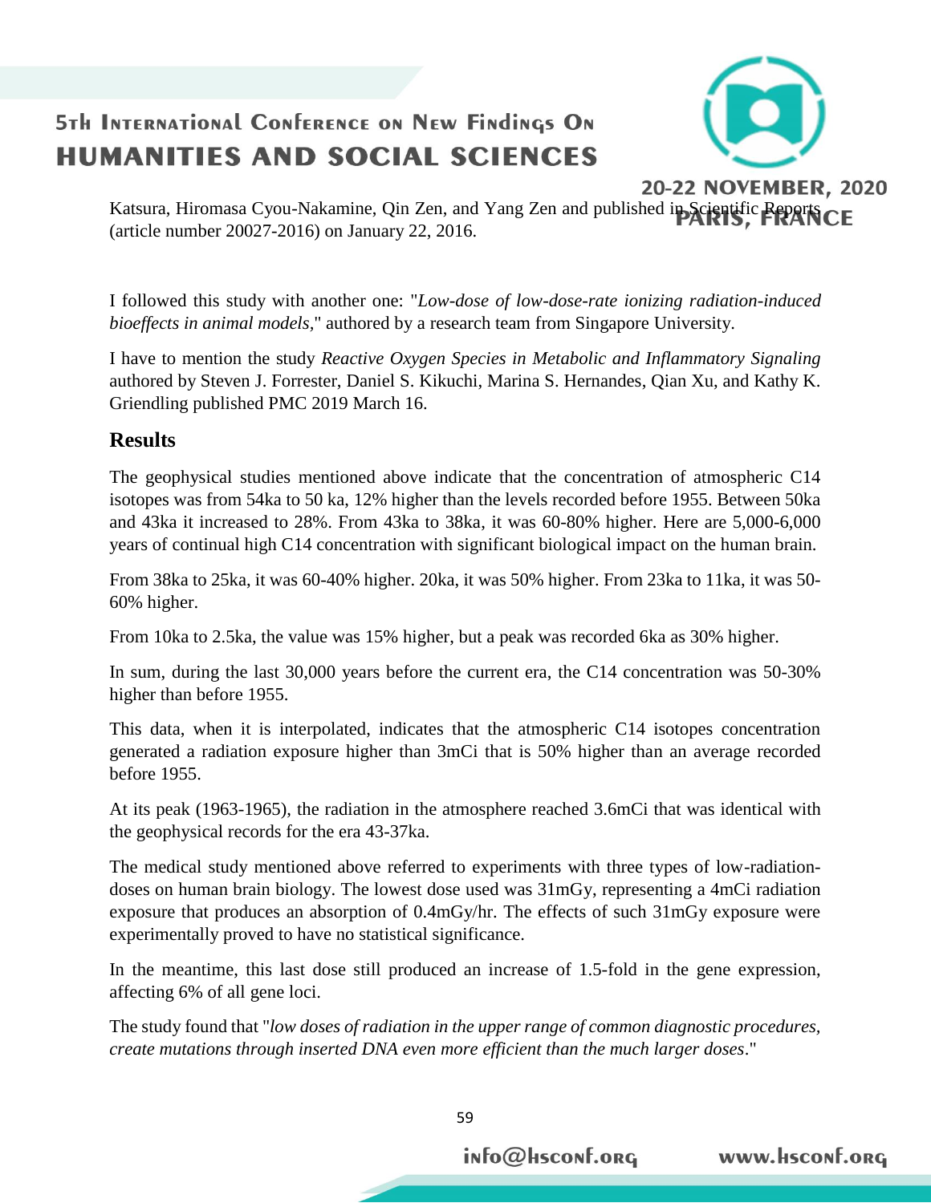Katsura, Hiromasa Cyou-Nakamine, Qin Zen, and Yang Zen and published in Scientific Reports (article number 20027-2016) on January 22, 2016.

I followed this study with another one: "*Low-dose of low-dose-rate ionizing radiation-induced bioeffects in animal models,*" authored by a research team from Singapore University.

I have to mention the study *Reactive Oxygen Species in Metabolic and Inflammatory Signaling* authored by Steven J. Forrester, Daniel S. Kikuchi, Marina S. Hernandes, Qian Xu, and Kathy K. Griendling published PMC 2019 March 16.

## Results

The geophysical studies mentioned above indicate that the concentration of atmospheric C14 isotopes was from 54ka to 50 ka, 12% higher than the levels recorded before 1955. Between 50ka and 43ka it increased to 28%. From 43ka to 38ka, it was 60-80% higher. Here are 5,000-6,000 years of continual high C14 concentration with significant biological impact on the human brain.

From 38ka to 25ka, it was 60-40% higher. 20ka, it was 50% higher. From 23ka to 11ka, it was 50-60% higher.

From 10ka to 2.5ka, the value was 15% higher, but a peak was recorded 6ka as 30% higher.

In sum, during the last 30,000 years before the current era, the C14 concentration was 50-30% higher than before 1955.

This data, when it is interpolated, indicates that the atmospheric C14 isotopes concentration generated a radiation exposure higher than 3mCi that is 50% higher than an average recorded before 1955.

At its peak (1963-1965), the radiation in the atmosphere reached 3.6mCi that was identical with the geophysical records for the era 43-37ka.

The medical study mentioned above referred to experiments with three types of low-radiation-doses on human brain biology. The lowest dose used was 31mGy, representing a 4mCi radiation exposure that produces an absorption of 0.4mGy/hr. The effects of such 31mGy exposure were experimentally proved to have no statistical significance.

In the meantime, this last dose still produced an increase of 1.5-fold in the gene expression, affecting 6% of all gene loci.

The study found that "*low doses of radiation in the upper range of common diagnostic procedures, create mutations through inserted DNA even more efficient than the much larger doses*."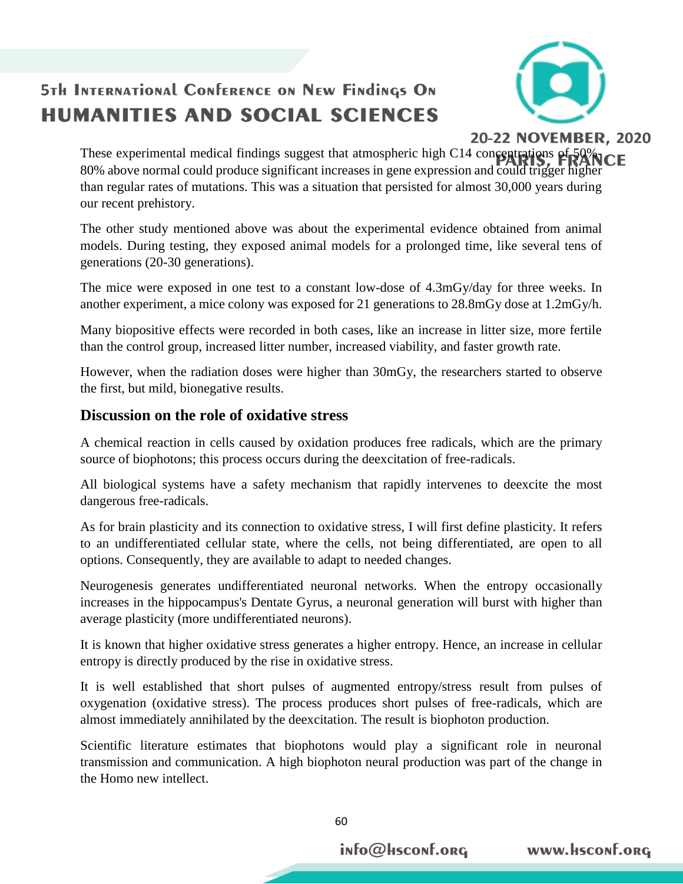These experimental medical findings suggest that atmospheric high C14 concentrations of 50%-80% above normal could produce significant increases in gene expression and could trigger higher than regular rates of mutations. This was a situation that persisted for almost 30,000 years during our recent prehistory.

The other study mentioned above was about the experimental evidence obtained from animal models. During testing, they exposed animal models for a prolonged time, like several tens of generations (20-30 generations).

The mice were exposed in one test to a constant low-dose of 4.3mGy/day for three weeks. In another experiment, a mice colony was exposed for 21 generations to 28.8mGy dose at 1.2mGy/h.

Many biopositive effects were recorded in both cases, like an increase in litter size, more fertile than the control group, increased litter number, increased viability, and faster growth rate.

However, when the radiation doses were higher than 30mGy, the researchers started to observe the first, but mild, bionegative results.

## Discussion on the role of oxidative stress

A chemical reaction in cells caused by oxidation produces free radicals, which are the primary source of biophotons; this process occurs during the deexcitation of free-radicals.

All biological systems have a safety mechanism that rapidly intervenes to deexcite the most dangerous free-radicals.

As for brain plasticity and its connection to oxidative stress, I will first define plasticity. It refers to an undifferentiated cellular state, where the cells, not being differentiated, are open to all options. Consequently, they are available to adapt to needed changes.

Neurogenesis generates undifferentiated neuronal networks. When the entropy occasionally increases in the hippocampus's Dentate Gyrus, a neuronal generation will burst with higher than average plasticity (more undifferentiated neurons).

It is known that higher oxidative stress generates a higher entropy. Hence, an increase in cellular entropy is directly produced by the rise in oxidative stress.

It is well established that short pulses of augmented entropy/stress result from pulses of oxygenation (oxidative stress). The process produces short pulses of free-radicals, which are almost immediately annihilated by the deexcitation. The result is biophoton production.

Scientific literature estimates that biophotons would play a significant role in neuronal transmission and communication. A high biophoton neural production was part of the change in the Homo new intellect.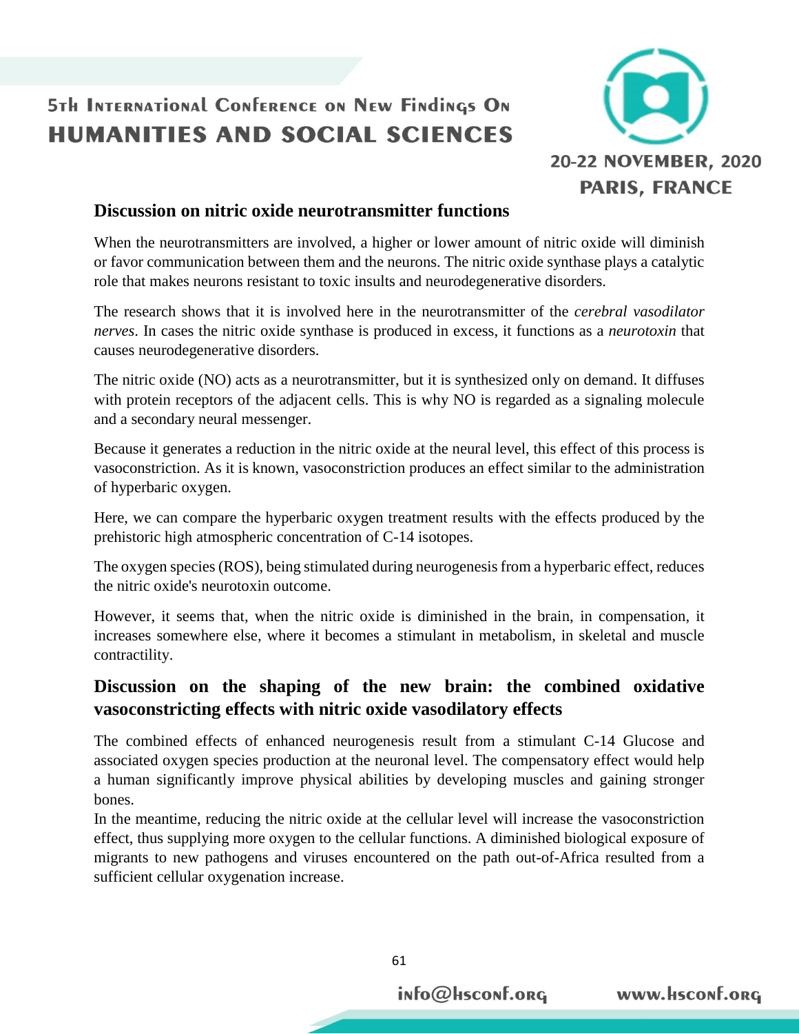## Discussion on nitric oxide neurotransmitter functions

When the neurotransmitters are involved, a higher or lower amount of nitric oxide will diminish or favor communication between them and the neurons. The nitric oxide synthase plays a catalytic role that makes neurons resistant to toxic insults and neurodegenerative disorders.

The research shows that it is involved here in the neurotransmitter of the *cerebral vasodilator nerves*. In cases the nitric oxide synthase is produced in excess, it functions as a *neurotoxin* that causes neurodegenerative disorders.

The nitric oxide (NO) acts as a neurotransmitter, but it is synthesized only on demand. It diffuses with protein receptors of the adjacent cells. This is why NO is regarded as a signaling molecule and a secondary neural messenger.

Because it generates a reduction in the nitric oxide at the neural level, this effect of this process is vasoconstriction. As it is known, vasoconstriction produces an effect similar to the administration of hyperbaric oxygen.

Here, we can compare the hyperbaric oxygen treatment results with the effects produced by the prehistoric high atmospheric concentration of C-14 isotopes.

The oxygen species (ROS), being stimulated during neurogenesis from a hyperbaric effect, reduces the nitric oxide's neurotoxin outcome.

However, it seems that, when the nitric oxide is diminished in the brain, in compensation, it increases somewhere else, where it becomes a stimulant in metabolism, in skeletal and muscle contractility.

## Discussion on the shaping of the new brain: the combined oxidative vasoconstricting effects with nitric oxide vasodilatory effects

The combined effects of enhanced neurogenesis result from a stimulant C-14 Glucose and associated oxygen species production at the neuronal level. The compensatory effect would help a human significantly improve physical abilities by developing muscles and gaining stronger bones.

In the meantime, reducing the nitric oxide at the cellular level will increase the vasoconstriction effect, thus supplying more oxygen to the cellular functions. A diminished biological exposure of migrants to new pathogens and viruses encountered on the path out-of-Africa resulted from a sufficient cellular oxygenation increase.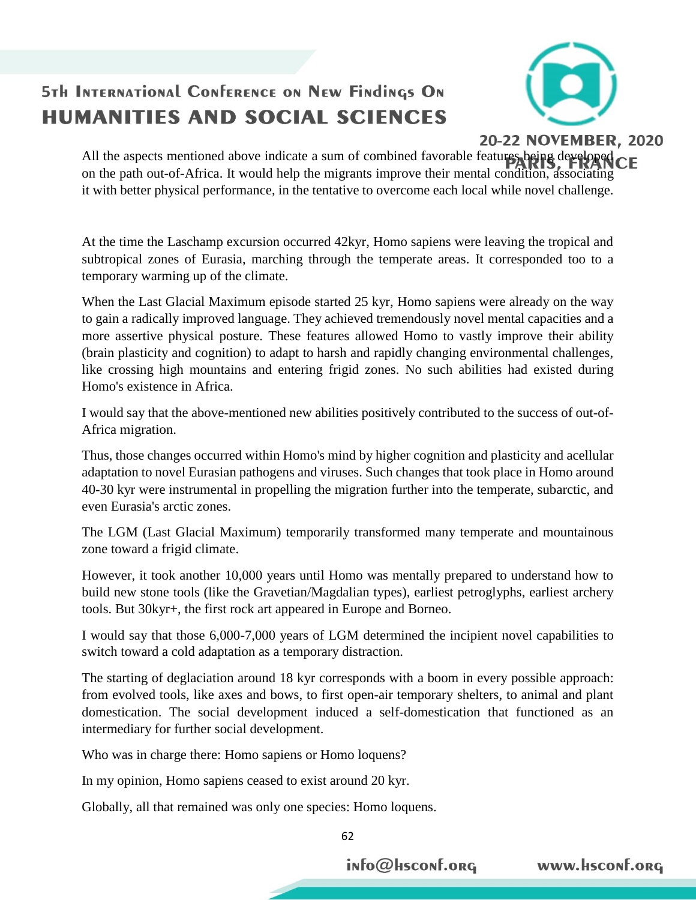All the aspects mentioned above indicate a sum of combined favorable features being developed on the path out-of-Africa. It would help the migrants improve their mental condition, associating it with better physical performance, in the tentative to overcome each local while novel challenge.

At the time the Laschamp excursion occurred 42kyr, Homo sapiens were leaving the tropical and subtropical zones of Eurasia, marching through the temperate areas. It corresponded too to a temporary warming up of the climate.

When the Last Glacial Maximum episode started 25 kyr, Homo sapiens were already on the way to gain a radically improved language. They achieved tremendously novel mental capacities and a more assertive physical posture. These features allowed Homo to vastly improve their ability (brain plasticity and cognition) to adapt to harsh and rapidly changing environmental challenges, like crossing high mountains and entering frigid zones. No such abilities had existed during Homo's existence in Africa.

I would say that the above-mentioned new abilities positively contributed to the success of out-of-Africa migration.

Thus, those changes occurred within Homo's mind by higher cognition and plasticity and acellular adaptation to novel Eurasian pathogens and viruses. Such changes that took place in Homo around 40-30 kyr were instrumental in propelling the migration further into the temperate, subarctic, and even Eurasia's arctic zones.

The LGM (Last Glacial Maximum) temporarily transformed many temperate and mountainous zone toward a frigid climate.

However, it took another 10,000 years until Homo was mentally prepared to understand how to build new stone tools (like the Gravetian/Magdalian types), earliest petroglyphs, earliest archery tools. But 30kyr+, the first rock art appeared in Europe and Borneo.

I would say that those 6,000-7,000 years of LGM determined the incipient novel capabilities to switch toward a cold adaptation as a temporary distraction.

The starting of deglaciation around 18 kyr corresponds with a boom in every possible approach: from evolved tools, like axes and bows, to first open-air temporary shelters, to animal and plant domestication. The social development induced a self-domestication that functioned as an intermediary for further social development.

Who was in charge there: Homo sapiens or Homo loquens?

In my opinion, Homo sapiens ceased to exist around 20 kyr.

Globally, all that remained was only one species: Homo loquens.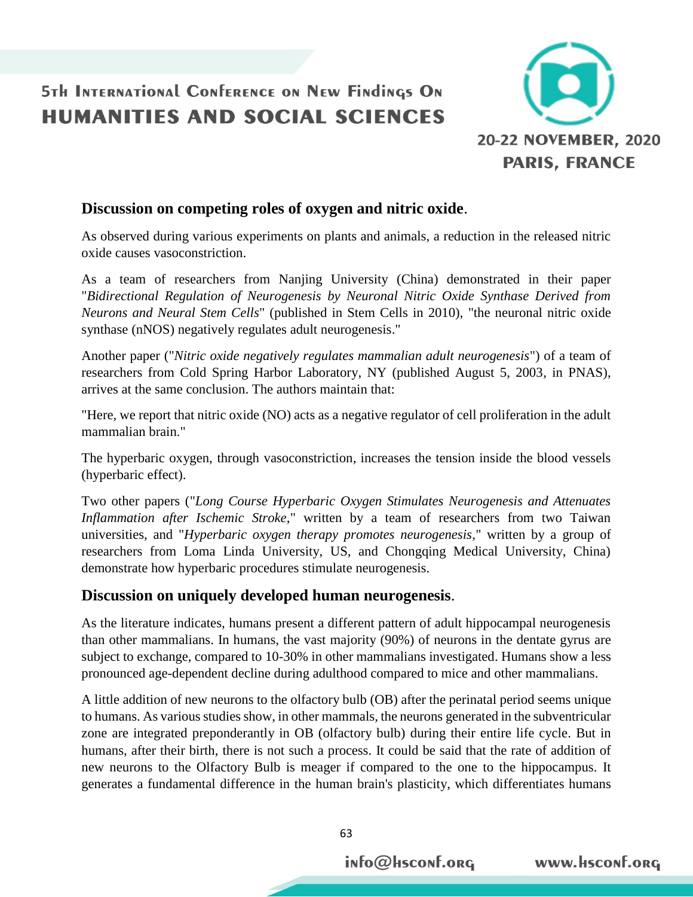## Discussion on competing roles of oxygen and nitric oxide.

As observed during various experiments on plants and animals, a reduction in the released nitric oxide causes vasoconstriction.

As a team of researchers from Nanjing University (China) demonstrated in their paper "*Bidirectional Regulation of Neurogenesis by Neuronal Nitric Oxide Synthase Derived from Neurons and Neural Stem Cells*" (published in Stem Cells in 2010), "the neuronal nitric oxide synthase (nNOS) negatively regulates adult neurogenesis."

Another paper ("*Nitric oxide negatively regulates mammalian adult neurogenesis*") of a team of researchers from Cold Spring Harbor Laboratory, NY (published August 5, 2003, in PNAS), arrives at the same conclusion. The authors maintain that:

"Here, we report that nitric oxide (NO) acts as a negative regulator of cell proliferation in the adult mammalian brain."

The hyperbaric oxygen, through vasoconstriction, increases the tension inside the blood vessels (hyperbaric effect).

Two other papers ("*Long Course Hyperbaric Oxygen Stimulates Neurogenesis and Attenuates Inflammation after Ischemic Stroke*," written by a team of researchers from two Taiwan universities, and "*Hyperbaric oxygen therapy promotes neurogenesis*," written by a group of researchers from Loma Linda University, US, and Chongqing Medical University, China) demonstrate how hyperbaric procedures stimulate neurogenesis.

## Discussion on uniquely developed human neurogenesis.

As the literature indicates, humans present a different pattern of adult hippocampal neurogenesis than other mammalians. In humans, the vast majority (90%) of neurons in the dentate gyrus are subject to exchange, compared to 10-30% in other mammalians investigated. Humans show a less pronounced age-dependent decline during adulthood compared to mice and other mammalians.

A little addition of new neurons to the olfactory bulb (OB) after the perinatal period seems unique to humans. As various studies show, in other mammals, the neurons generated in the subventricular zone are integrated preponderantly in OB (olfactory bulb) during their entire life cycle. But in humans, after their birth, there is not such a process. It could be said that the rate of addition of new neurons to the Olfactory Bulb is meager if compared to the one to the hippocampus. It generates a fundamental difference in the human brain's plasticity, which differentiates humans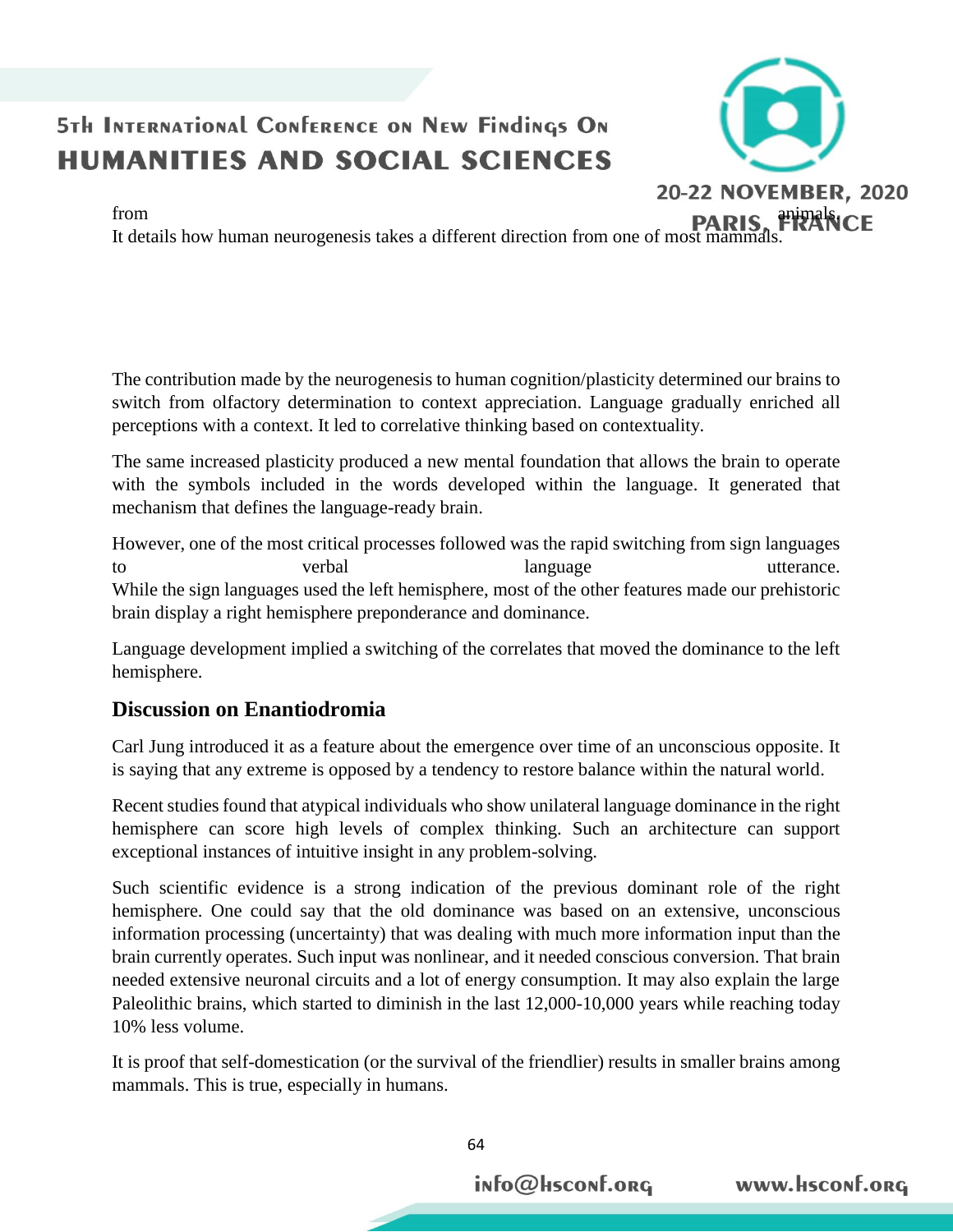from animals.
It details how human neurogenesis takes a different direction from one of most mammals.

The contribution made by the neurogenesis to human cognition/plasticity determined our brains to switch from olfactory determination to context appreciation. Language gradually enriched all perceptions with a context. It led to correlative thinking based on contextuality.

The same increased plasticity produced a new mental foundation that allows the brain to operate with the symbols included in the words developed within the language. It generated that mechanism that defines the language-ready brain.

However, one of the most critical processes followed was the rapid switching from sign languages to verbal language utterance.
While the sign languages used the left hemisphere, most of the other features made our prehistoric brain display a right hemisphere preponderance and dominance.

Language development implied a switching of the correlates that moved the dominance to the left hemisphere.

## Discussion on Enantiodromia

Carl Jung introduced it as a feature about the emergence over time of an unconscious opposite. It is saying that any extreme is opposed by a tendency to restore balance within the natural world.

Recent studies found that atypical individuals who show unilateral language dominance in the right hemisphere can score high levels of complex thinking. Such an architecture can support exceptional instances of intuitive insight in any problem-solving.

Such scientific evidence is a strong indication of the previous dominant role of the right hemisphere. One could say that the old dominance was based on an extensive, unconscious information processing (uncertainty) that was dealing with much more information input than the brain currently operates. Such input was nonlinear, and it needed conscious conversion. That brain needed extensive neuronal circuits and a lot of energy consumption. It may also explain the large Paleolithic brains, which started to diminish in the last 12,000-10,000 years while reaching today 10% less volume.

It is proof that self-domestication (or the survival of the friendlier) results in smaller brains among mammals. This is true, especially in humans.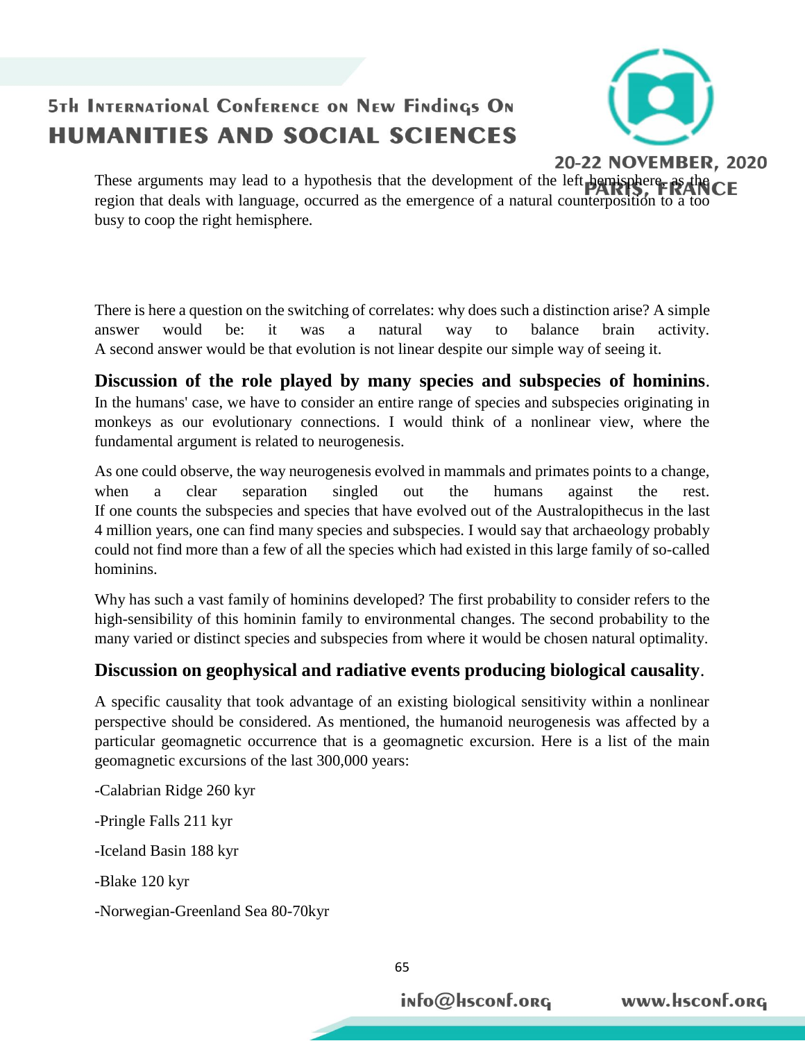These arguments may lead to a hypothesis that the development of the left hemisphere, as the region that deals with language, occurred as the emergence of a natural counterposition to a too busy to coop the right hemisphere.

There is here a question on the switching of correlates: why does such a distinction arise? A simple answer would be: it was a natural way to balance brain activity. A second answer would be that evolution is not linear despite our simple way of seeing it.

**Discussion of the role played by many species and subspecies of hominins**. In the humans' case, we have to consider an entire range of species and subspecies originating in monkeys as our evolutionary connections. I would think of a nonlinear view, where the fundamental argument is related to neurogenesis.

As one could observe, the way neurogenesis evolved in mammals and primates points to a change, when a clear separation singled out the humans against the rest. If one counts the subspecies and species that have evolved out of the Australopithecus in the last 4 million years, one can find many species and subspecies. I would say that archaeology probably could not find more than a few of all the species which had existed in this large family of so-called hominins.

Why has such a vast family of hominins developed? The first probability to consider refers to the high-sensibility of this hominin family to environmental changes. The second probability to the many varied or distinct species and subspecies from where it would be chosen natural optimality.

**Discussion on geophysical and radiative events producing biological causality**.

A specific causality that took advantage of an existing biological sensitivity within a nonlinear perspective should be considered. As mentioned, the humanoid neurogenesis was affected by a particular geomagnetic occurrence that is a geomagnetic excursion. Here is a list of the main geomagnetic excursions of the last 300,000 years:

-Calabrian Ridge 260 kyr

-Pringle Falls 211 kyr

-Iceland Basin 188 kyr

-Blake 120 kyr

-Norwegian-Greenland Sea 80-70kyr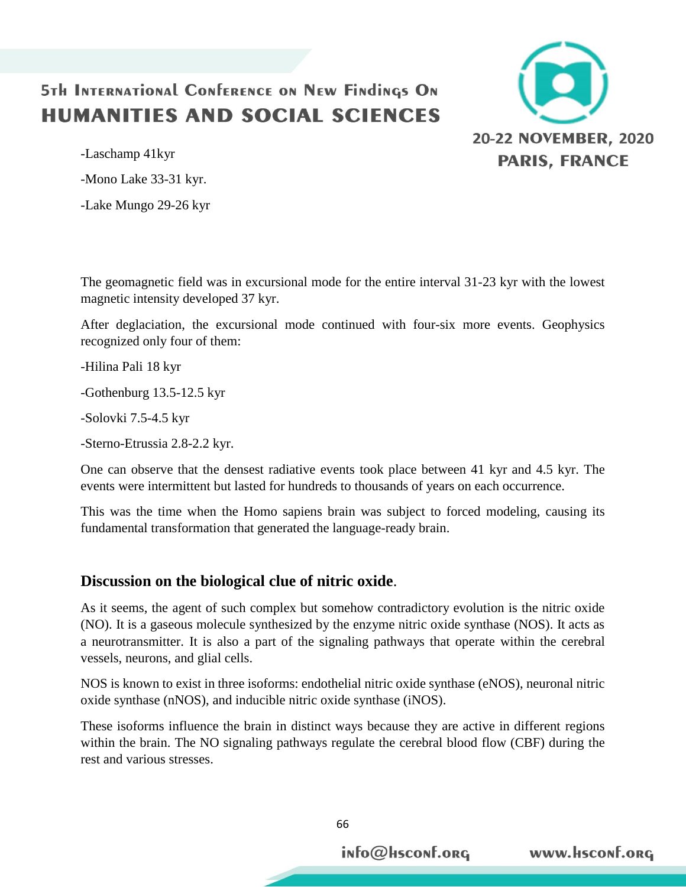-Laschamp 41kyr

-Mono Lake 33-31 kyr.

-Lake Mungo 29-26 kyr

The geomagnetic field was in excursional mode for the entire interval 31-23 kyr with the lowest magnetic intensity developed 37 kyr.

After deglaciation, the excursional mode continued with four-six more events. Geophysics recognized only four of them:

-Hilina Pali 18 kyr

-Gothenburg 13.5-12.5 kyr

-Solovki 7.5-4.5 kyr

-Sterno-Etrussia 2.8-2.2 kyr.

One can observe that the densest radiative events took place between 41 kyr and 4.5 kyr. The events were intermittent but lasted for hundreds to thousands of years on each occurrence.

This was the time when the Homo sapiens brain was subject to forced modeling, causing its fundamental transformation that generated the language-ready brain.

## Discussion on the biological clue of nitric oxide.

As it seems, the agent of such complex but somehow contradictory evolution is the nitric oxide (NO). It is a gaseous molecule synthesized by the enzyme nitric oxide synthase (NOS). It acts as a neurotransmitter. It is also a part of the signaling pathways that operate within the cerebral vessels, neurons, and glial cells.

NOS is known to exist in three isoforms: endothelial nitric oxide synthase (eNOS), neuronal nitric oxide synthase (nNOS), and inducible nitric oxide synthase (iNOS).

These isoforms influence the brain in distinct ways because they are active in different regions within the brain. The NO signaling pathways regulate the cerebral blood flow (CBF) during the rest and various stresses.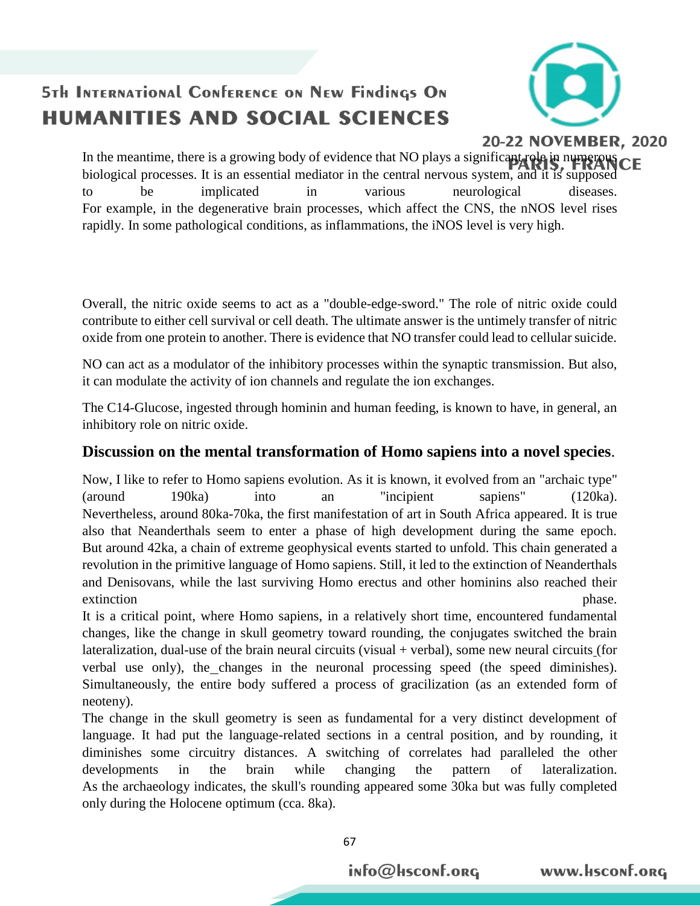In the meantime, there is a growing body of evidence that NO plays a significant role in numerous biological processes. It is an essential mediator in the central nervous system, and it is supposed to be implicated in various neurological diseases.
For example, in the degenerative brain processes, which affect the CNS, the nNOS level rises rapidly. In some pathological conditions, as inflammations, the iNOS level is very high.

Overall, the nitric oxide seems to act as a "double-edge-sword." The role of nitric oxide could contribute to either cell survival or cell death. The ultimate answer is the untimely transfer of nitric oxide from one protein to another. There is evidence that NO transfer could lead to cellular suicide.

NO can act as a modulator of the inhibitory processes within the synaptic transmission. But also, it can modulate the activity of ion channels and regulate the ion exchanges.

The C14-Glucose, ingested through hominin and human feeding, is known to have, in general, an inhibitory role on nitric oxide.

### Discussion on the mental transformation of Homo sapiens into a novel species.

Now, I like to refer to Homo sapiens evolution. As it is known, it evolved from an "archaic type" (around 190ka) into an "incipient sapiens" (120ka).
Nevertheless, around 80ka-70ka, the first manifestation of art in South Africa appeared. It is true also that Neanderthals seem to enter a phase of high development during the same epoch. But around 42ka, a chain of extreme geophysical events started to unfold. This chain generated a revolution in the primitive language of Homo sapiens. Still, it led to the extinction of Neanderthals and Denisovans, while the last surviving Homo erectus and other hominins also reached their extinction phase.
It is a critical point, where Homo sapiens, in a relatively short time, encountered fundamental changes, like the change in skull geometry toward rounding, the conjugates switched the brain lateralization, dual-use of the brain neural circuits (visual + verbal), some new neural circuits (for verbal use only), the changes in the neuronal processing speed (the speed diminishes). Simultaneously, the entire body suffered a process of gracilization (as an extended form of neoteny).
The change in the skull geometry is seen as fundamental for a very distinct development of language. It had put the language-related sections in a central position, and by rounding, it diminishes some circuitry distances. A switching of correlates had paralleled the other developments in the brain while changing the pattern of lateralization.
As the archaeology indicates, the skull's rounding appeared some 30ka but was fully completed only during the Holocene optimum (cca. 8ka).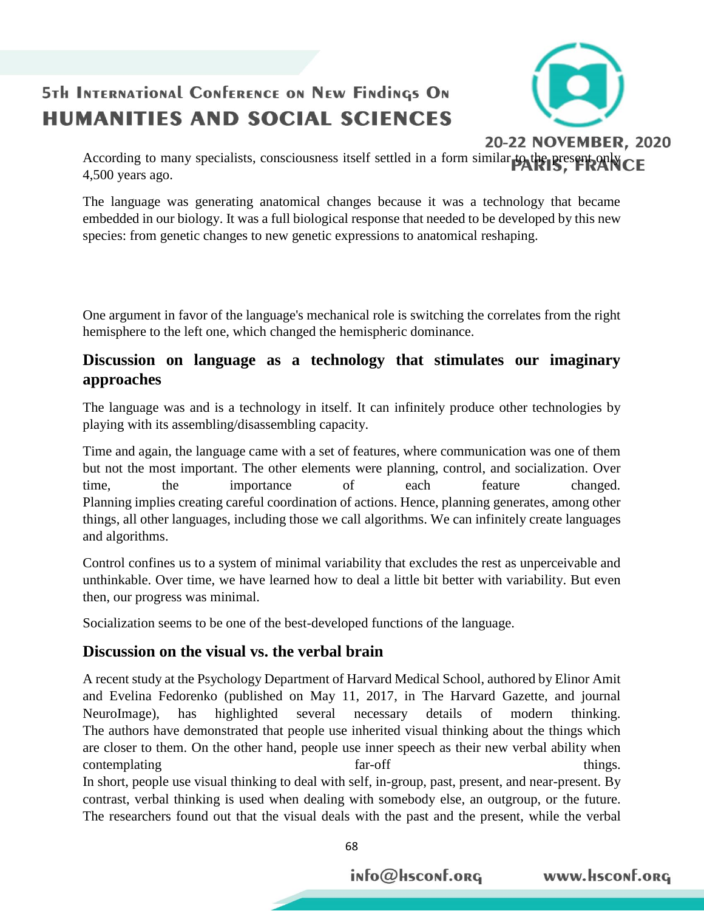According to many specialists, consciousness itself settled in a form similar to the present only 4,500 years ago.

The language was generating anatomical changes because it was a technology that became embedded in our biology. It was a full biological response that needed to be developed by this new species: from genetic changes to new genetic expressions to anatomical reshaping.

One argument in favor of the language's mechanical role is switching the correlates from the right hemisphere to the left one, which changed the hemispheric dominance.

## Discussion on language as a technology that stimulates our imaginary approaches

The language was and is a technology in itself. It can infinitely produce other technologies by playing with its assembling/disassembling capacity.

Time and again, the language came with a set of features, where communication was one of them but not the most important. The other elements were planning, control, and socialization. Over time, the importance of each feature changed.
Planning implies creating careful coordination of actions. Hence, planning generates, among other things, all other languages, including those we call algorithms. We can infinitely create languages and algorithms.

Control confines us to a system of minimal variability that excludes the rest as unperceivable and unthinkable. Over time, we have learned how to deal a little bit better with variability. But even then, our progress was minimal.

Socialization seems to be one of the best-developed functions of the language.

## Discussion on the visual vs. the verbal brain

A recent study at the Psychology Department of Harvard Medical School, authored by Elinor Amit and Evelina Fedorenko (published on May 11, 2017, in The Harvard Gazette, and journal NeuroImage), has highlighted several necessary details of modern thinking.
The authors have demonstrated that people use inherited visual thinking about the things which are closer to them. On the other hand, people use inner speech as their new verbal ability when contemplating far-off things.
In short, people use visual thinking to deal with self, in-group, past, present, and near-present. By contrast, verbal thinking is used when dealing with somebody else, an outgroup, or the future. The researchers found out that the visual deals with the past and the present, while the verbal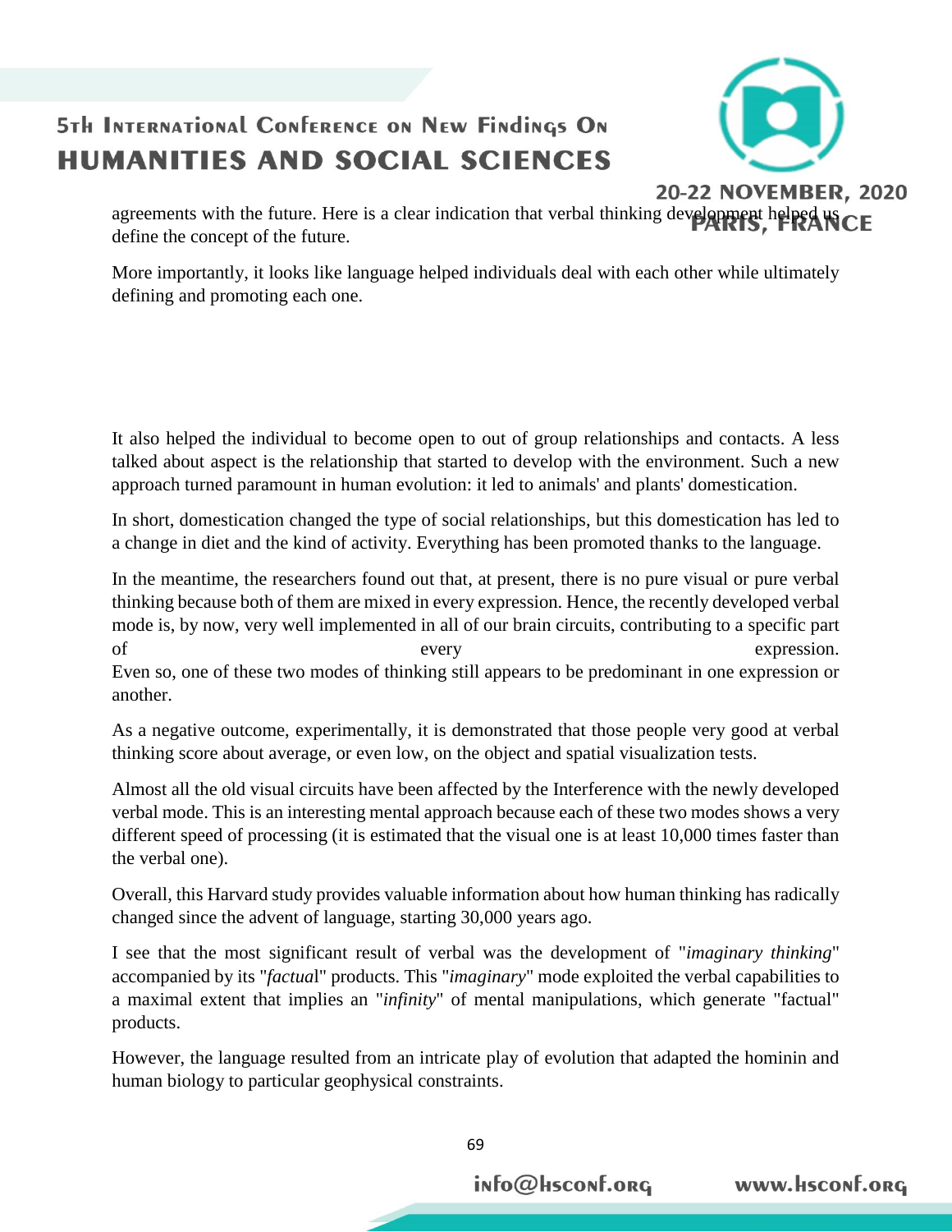agreements with the future. Here is a clear indication that verbal thinking development helped us define the concept of the future.

More importantly, it looks like language helped individuals deal with each other while ultimately defining and promoting each one.

It also helped the individual to become open to out of group relationships and contacts. A less talked about aspect is the relationship that started to develop with the environment. Such a new approach turned paramount in human evolution: it led to animals' and plants' domestication.

In short, domestication changed the type of social relationships, but this domestication has led to a change in diet and the kind of activity. Everything has been promoted thanks to the language.

In the meantime, the researchers found out that, at present, there is no pure visual or pure verbal thinking because both of them are mixed in every expression. Hence, the recently developed verbal mode is, by now, very well implemented in all of our brain circuits, contributing to a specific part of every expression.
Even so, one of these two modes of thinking still appears to be predominant in one expression or another.

As a negative outcome, experimentally, it is demonstrated that those people very good at verbal thinking score about average, or even low, on the object and spatial visualization tests.

Almost all the old visual circuits have been affected by the Interference with the newly developed verbal mode. This is an interesting mental approach because each of these two modes shows a very different speed of processing (it is estimated that the visual one is at least 10,000 times faster than the verbal one).

Overall, this Harvard study provides valuable information about how human thinking has radically changed since the advent of language, starting 30,000 years ago.

I see that the most significant result of verbal was the development of "*imaginary thinking*" accompanied by its "*factua*l" products. This "*imaginary*" mode exploited the verbal capabilities to a maximal extent that implies an "*infinity*" of mental manipulations, which generate "factual" products.

However, the language resulted from an intricate play of evolution that adapted the hominin and human biology to particular geophysical constraints.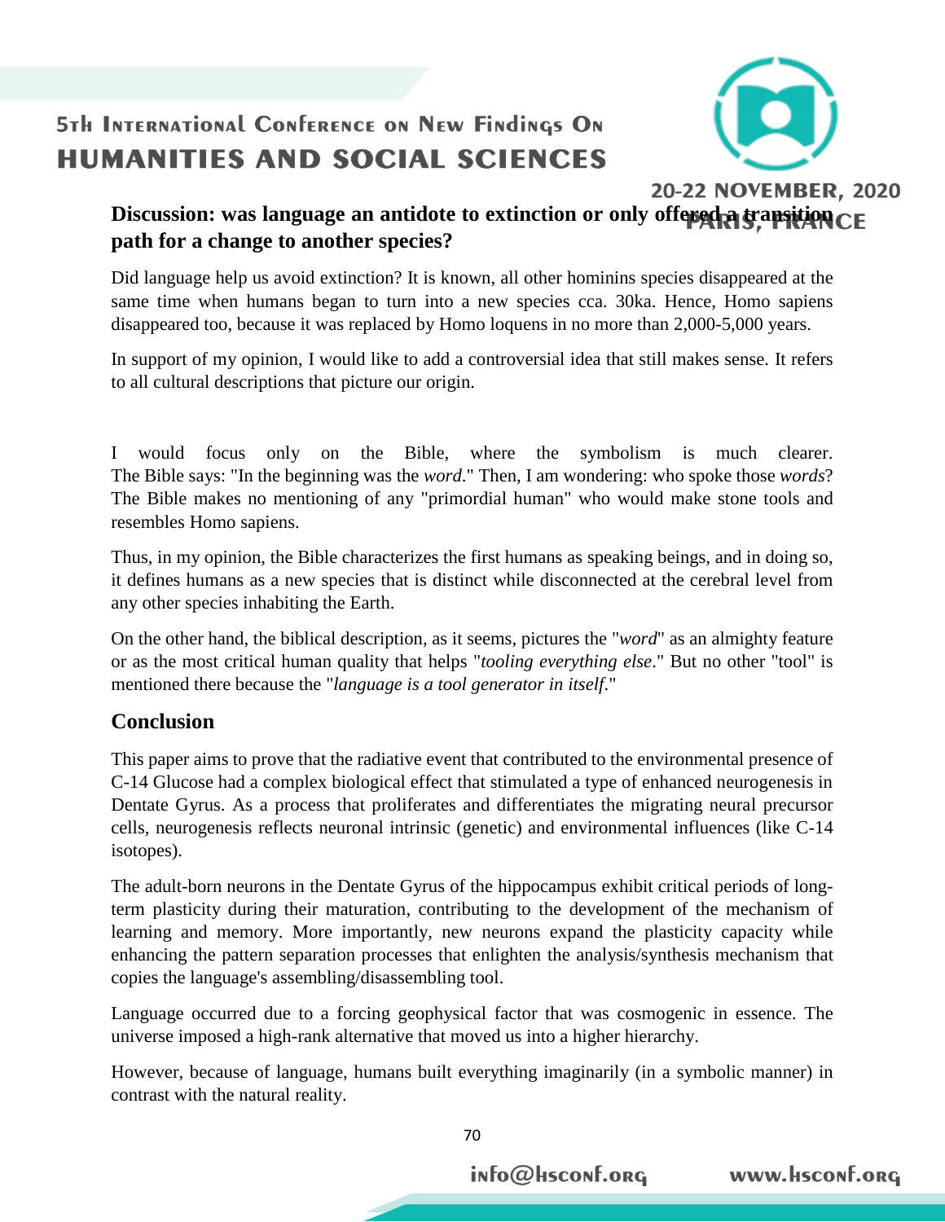### Discussion: was language an antidote to extinction or only offered a transition path for a change to another species?

Did language help us avoid extinction? It is known, all other hominins species disappeared at the same time when humans began to turn into a new species cca. 30ka. Hence, Homo sapiens disappeared too, because it was replaced by Homo loquens in no more than 2,000-5,000 years.

In support of my opinion, I would like to add a controversial idea that still makes sense. It refers to all cultural descriptions that picture our origin.

I would focus only on the Bible, where the symbolism is much clearer. The Bible says: "In the beginning was the *word*." Then, I am wondering: who spoke those *words*? The Bible makes no mentioning of any "primordial human" who would make stone tools and resembles Homo sapiens.

Thus, in my opinion, the Bible characterizes the first humans as speaking beings, and in doing so, it defines humans as a new species that is distinct while disconnected at the cerebral level from any other species inhabiting the Earth.

On the other hand, the biblical description, as it seems, pictures the "*word*" as an almighty feature or as the most critical human quality that helps "*tooling everything else*." But no other "tool" is mentioned there because the "*language is a tool generator in itself*."

## Conclusion

This paper aims to prove that the radiative event that contributed to the environmental presence of C-14 Glucose had a complex biological effect that stimulated a type of enhanced neurogenesis in Dentate Gyrus. As a process that proliferates and differentiates the migrating neural precursor cells, neurogenesis reflects neuronal intrinsic (genetic) and environmental influences (like C-14 isotopes).

The adult-born neurons in the Dentate Gyrus of the hippocampus exhibit critical periods of long-term plasticity during their maturation, contributing to the development of the mechanism of learning and memory. More importantly, new neurons expand the plasticity capacity while enhancing the pattern separation processes that enlighten the analysis/synthesis mechanism that copies the language's assembling/disassembling tool.

Language occurred due to a forcing geophysical factor that was cosmogenic in essence. The universe imposed a high-rank alternative that moved us into a higher hierarchy.

However, because of language, humans built everything imaginarily (in a symbolic manner) in contrast with the natural reality.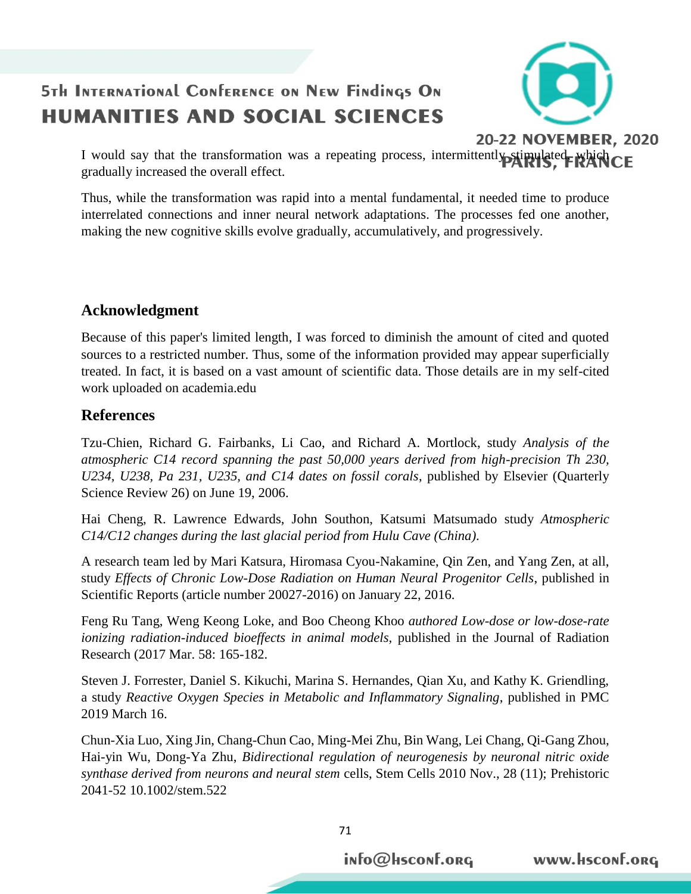I would say that the transformation was a repeating process, intermittently stimulated, which gradually increased the overall effect.

Thus, while the transformation was rapid into a mental fundamental, it needed time to produce interrelated connections and inner neural network adaptations. The processes fed one another, making the new cognitive skills evolve gradually, accumulatively, and progressively.

## Acknowledgment

Because of this paper's limited length, I was forced to diminish the amount of cited and quoted sources to a restricted number. Thus, some of the information provided may appear superficially treated. In fact, it is based on a vast amount of scientific data. Those details are in my self-cited work uploaded on academia.edu

## References

Tzu-Chien, Richard G. Fairbanks, Li Cao, and Richard A. Mortlock, study *Analysis of the atmospheric C14 record spanning the past 50,000 years derived from high-precision Th 230, U234, U238, Pa 231, U235, and C14 dates on fossil corals*, published by Elsevier (Quarterly Science Review 26) on June 19, 2006.

Hai Cheng, R. Lawrence Edwards, John Southon, Katsumi Matsumado study *Atmospheric C14/C12 changes during the last glacial period from Hulu Cave (China).*

A research team led by Mari Katsura, Hiromasa Cyou-Nakamine, Qin Zen, and Yang Zen, at all, study *Effects of Chronic Low-Dose Radiation on Human Neural Progenitor Cells*, published in Scientific Reports (article number 20027-2016) on January 22, 2016.

Feng Ru Tang, Weng Keong Loke, and Boo Cheong Khoo *authored Low-dose or low-dose-rate ionizing radiation-induced bioeffects in animal models,* published in the Journal of Radiation Research (2017 Mar. 58: 165-182.

Steven J. Forrester, Daniel S. Kikuchi, Marina S. Hernandes, Qian Xu, and Kathy K. Griendling, a study *Reactive Oxygen Species in Metabolic and Inflammatory Signaling*, published in PMC 2019 March 16.

Chun-Xia Luo, Xing Jin, Chang-Chun Cao, Ming-Mei Zhu, Bin Wang, Lei Chang, Qi-Gang Zhou, Hai-yin Wu, Dong-Ya Zhu, *Bidirectional regulation of neurogenesis by neuronal nitric oxide synthase derived from neurons and neural stem* cells, Stem Cells 2010 Nov., 28 (11); Prehistoric 2041-52 10.1002/stem.522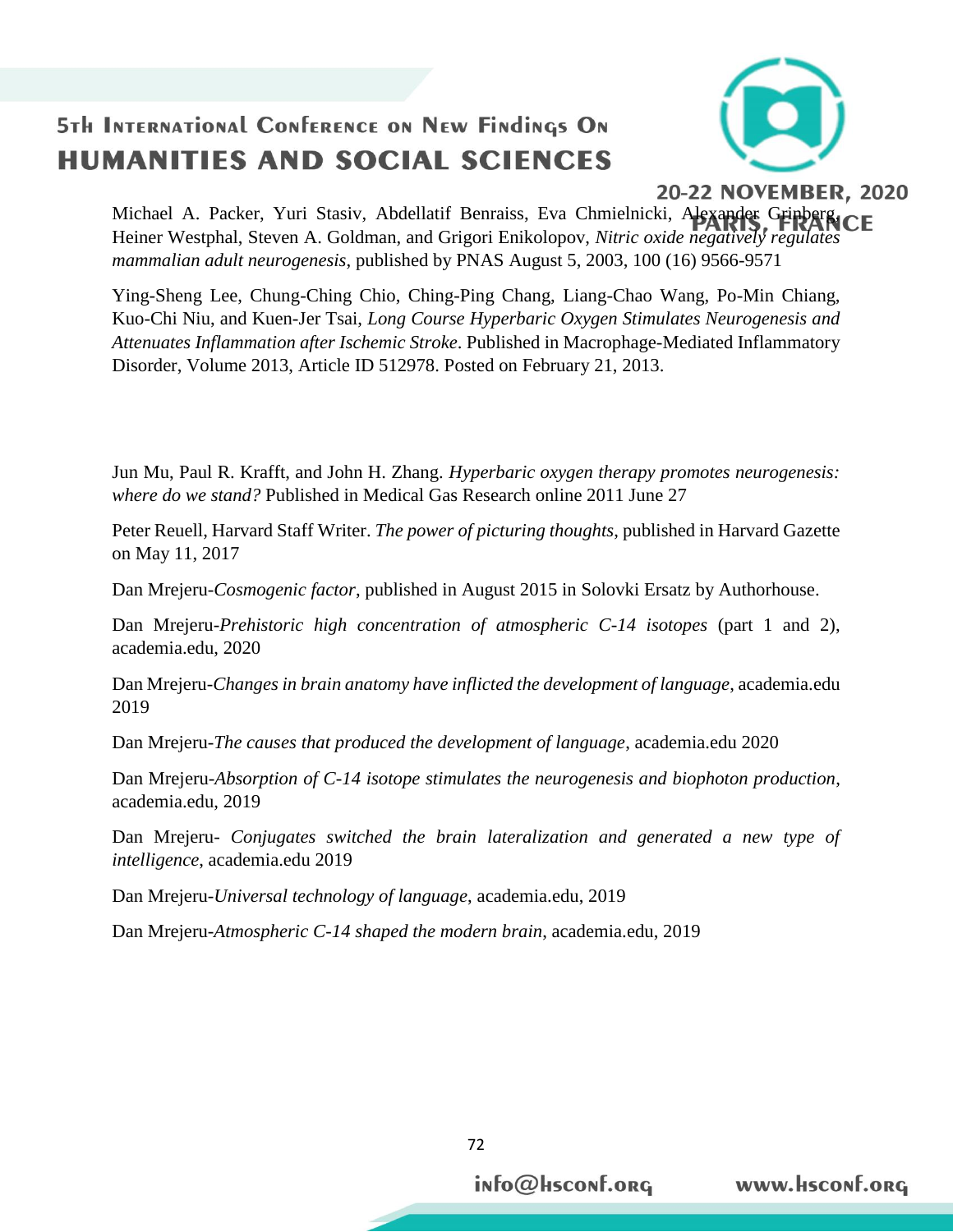Michael A. Packer, Yuri Stasiv, Abdellatif Benraiss, Eva Chmielnicki, Alexander Grinberg, Heiner Westphal, Steven A. Goldman, and Grigori Enikolopov, *Nitric oxide negatively regulates mammalian adult neurogenesis*, published by PNAS August 5, 2003, 100 (16) 9566-9571

Ying-Sheng Lee, Chung-Ching Chio, Ching-Ping Chang, Liang-Chao Wang, Po-Min Chiang, Kuo-Chi Niu, and Kuen-Jer Tsai, *Long Course Hyperbaric Oxygen Stimulates Neurogenesis and Attenuates Inflammation after Ischemic Stroke*. Published in Macrophage-Mediated Inflammatory Disorder, Volume 2013, Article ID 512978. Posted on February 21, 2013.

Jun Mu, Paul R. Krafft, and John H. Zhang. *Hyperbaric oxygen therapy promotes neurogenesis: where do we stand?* Published in Medical Gas Research online 2011 June 27

Peter Reuell, Harvard Staff Writer. *The power of picturing thoughts*, published in Harvard Gazette on May 11, 2017

Dan Mrejeru-*Cosmogenic factor*, published in August 2015 in Solovki Ersatz by Authorhouse.

Dan Mrejeru-*Prehistoric high concentration of atmospheric C-14 isotopes* (part 1 and 2), academia.edu, 2020

Dan Mrejeru-*Changes in brain anatomy have inflicted the development of language*, academia.edu 2019

Dan Mrejeru-*The causes that produced the development of language*, academia.edu 2020

Dan Mrejeru-*Absorption of C-14 isotope stimulates the neurogenesis and biophoton production*, academia.edu, 2019

Dan Mrejeru- *Conjugates switched the brain lateralization and generated a new type of intelligence*, academia.edu 2019

Dan Mrejeru-*Universal technology of language*, academia.edu, 2019

Dan Mrejeru-*Atmospheric C-14 shaped the modern brain*, academia.edu, 2019